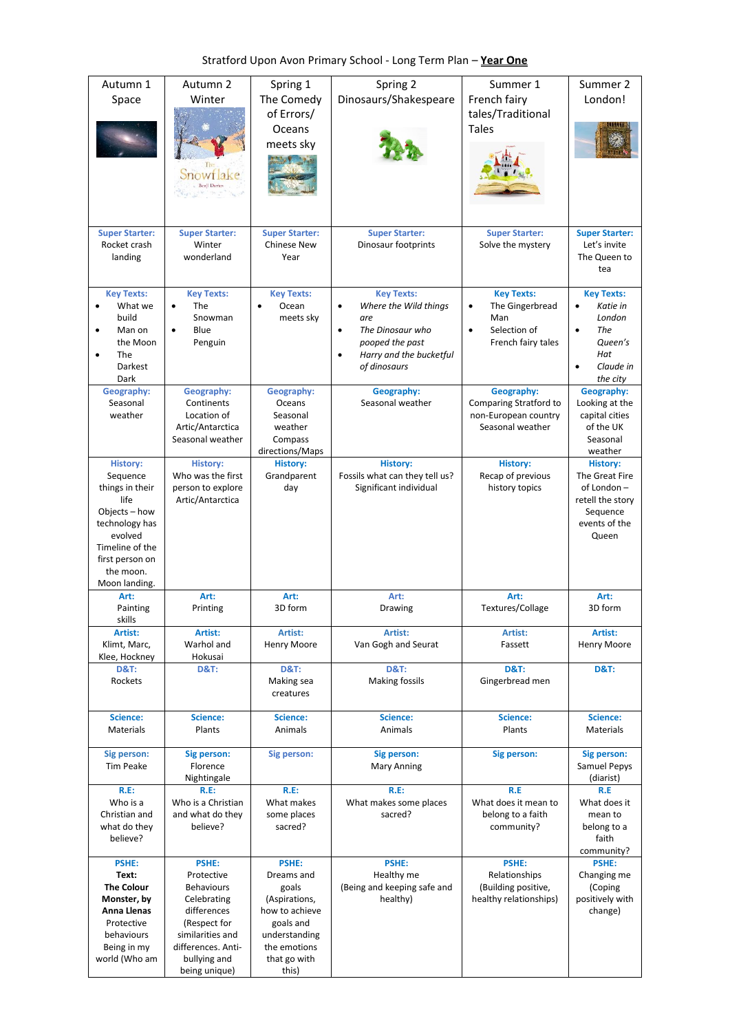Stratford Upon Avon Primary School - Long Term Plan – **Year One**

| Autumn 1 Space | Autumn 2 Winter | Spring 1 The Comedy of Errors/ Oceans meets sky | Spring 2 Dinosaurs/Shakespeare | Summer 1 French fairy tales/Traditional Tales | Summer 2 London! |
|---|---|---|---|---|---|
| **Super Starter:** Rocket crash landing | **Super Starter:** Winter wonderland | **Super Starter:** Chinese New Year | **Super Starter:** Dinosaur footprints | **Super Starter:** Solve the mystery | **Super Starter:** Let's invite The Queen to tea |
| **Key Texts:** <br>• What we build <br>• Man on the Moon <br>• The Darkest Dark | **Key Texts:** <br>• The Snowman <br>• Blue Penguin | **Key Texts:** <br>• Ocean meets sky | **Key Texts:** <br>• *Where the Wild things are* <br>• *The Dinosaur who pooped the past* <br>• *Harry and the bucketful of dinosaurs* | **Key Texts:** <br>• The Gingerbread Man <br>• Selection of French fairy tales | **Key Texts:** <br>• *Katie in London* <br>• *The Queen's Hat* <br>• *Claude in the city* |
| **Geography:** Seasonal weather | **Geography:** Continents Location of Artic/Antarctica Seasonal weather | **Geography:** Oceans Seasonal weather Compass directions/Maps | **Geography:** Seasonal weather | **Geography:** Comparing Stratford to non-European country Seasonal weather | **Geography:** Looking at the capital cities of the UK Seasonal weather |
| **History:** Sequence things in their life Objects – how technology has evolved Timeline of the first person on the moon. Moon landing. | **History:** Who was the first person to explore Artic/Antarctica | **History:** Grandparent day | **History:** Fossils what can they tell us? Significant individual | **History:** Recap of previous history topics | **History:** The Great Fire of London – retell the story Sequence events of the Queen |
| **Art:** Painting skills | **Art:** Printing | **Art:** 3D form | **Art:** Drawing | **Art:** Textures/Collage | **Art:** 3D form |
| **Artist:** Klimt, Marc, Klee, Hockney | **Artist:** Warhol and Hokusai | **Artist:** Henry Moore | **Artist:** Van Gogh and Seurat | **Artist:** Fassett | **Artist:** Henry Moore |
| **D&T:** Rockets | **D&T:** | **D&T:** Making sea creatures | **D&T:** Making fossils | **D&T:** Gingerbread men | **D&T:** |
| **Science:** Materials | **Science:** Plants | **Science:** Animals | **Science:** Animals | **Science:** Plants | **Science:** Materials |
| **Sig person:** Tim Peake | **Sig person:** Florence Nightingale | **Sig person:** | **Sig person:** Mary Anning | **Sig person:** | **Sig person:** Samuel Pepys (diarist) |
| **R.E:** Who is a Christian and what do they believe? | **R.E:** Who is a Christian and what do they believe? | **R.E:** What makes some places sacred? | **R.E:** What makes some places sacred? | **R.E** What does it mean to belong to a faith community? | **R.E** What does it mean to belong to a faith community? |
| **PSHE:** **Text: The Colour Monster, by Anna Llenas** Protective behaviours Being in my world (Who am | **PSHE:** Protective Behaviours Celebrating differences (Respect for similarities and differences. Anti-bullying and being unique) | **PSHE:** Dreams and goals (Aspirations, how to achieve goals and understanding the emotions that go with this) | **PSHE:** Healthy me (Being and keeping safe and healthy) | **PSHE:** Relationships (Building positive, healthy relationships) | **PSHE:** Changing me (Coping positively with change) |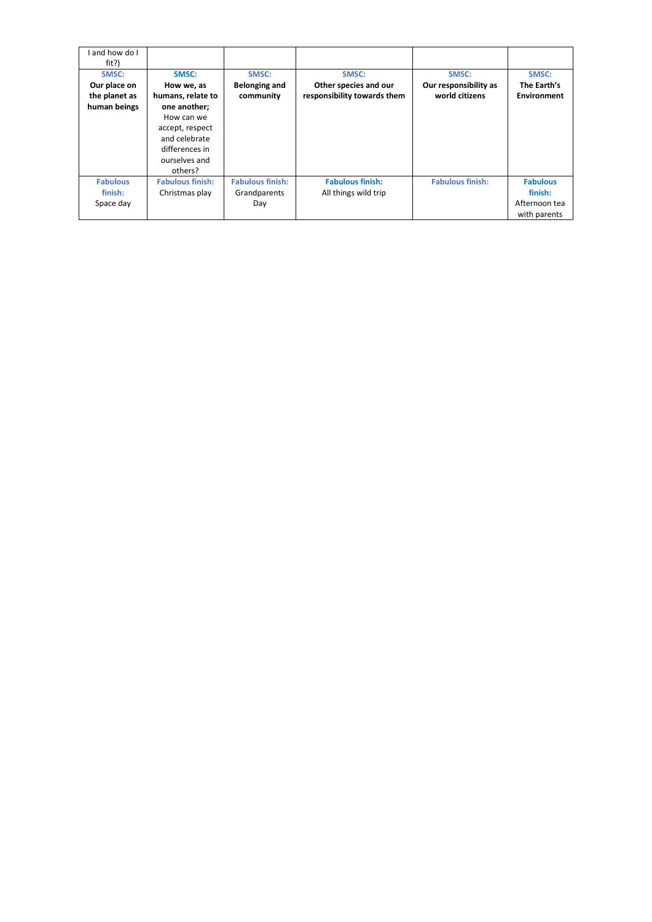| | | | | | |
|---|---|---|---|---|---|
| I and how do I fit?) | | | | | |
| **SMSC:** **Our place on the planet as human beings** | **SMSC:** **How we, as humans, relate to one another;** How can we accept, respect and celebrate differences in ourselves and others? | **SMSC:** **Belonging and community** | **SMSC:** **Other species and our responsibility towards them** | **SMSC:** **Our responsibility as world citizens** | **SMSC:** **The Earth's Environment** |
| **Fabulous finish:** Space day | **Fabulous finish:** Christmas play | **Fabulous finish:** Grandparents Day | **Fabulous finish:** All things wild trip | **Fabulous finish:** | **Fabulous finish:** Afternoon tea with parents |